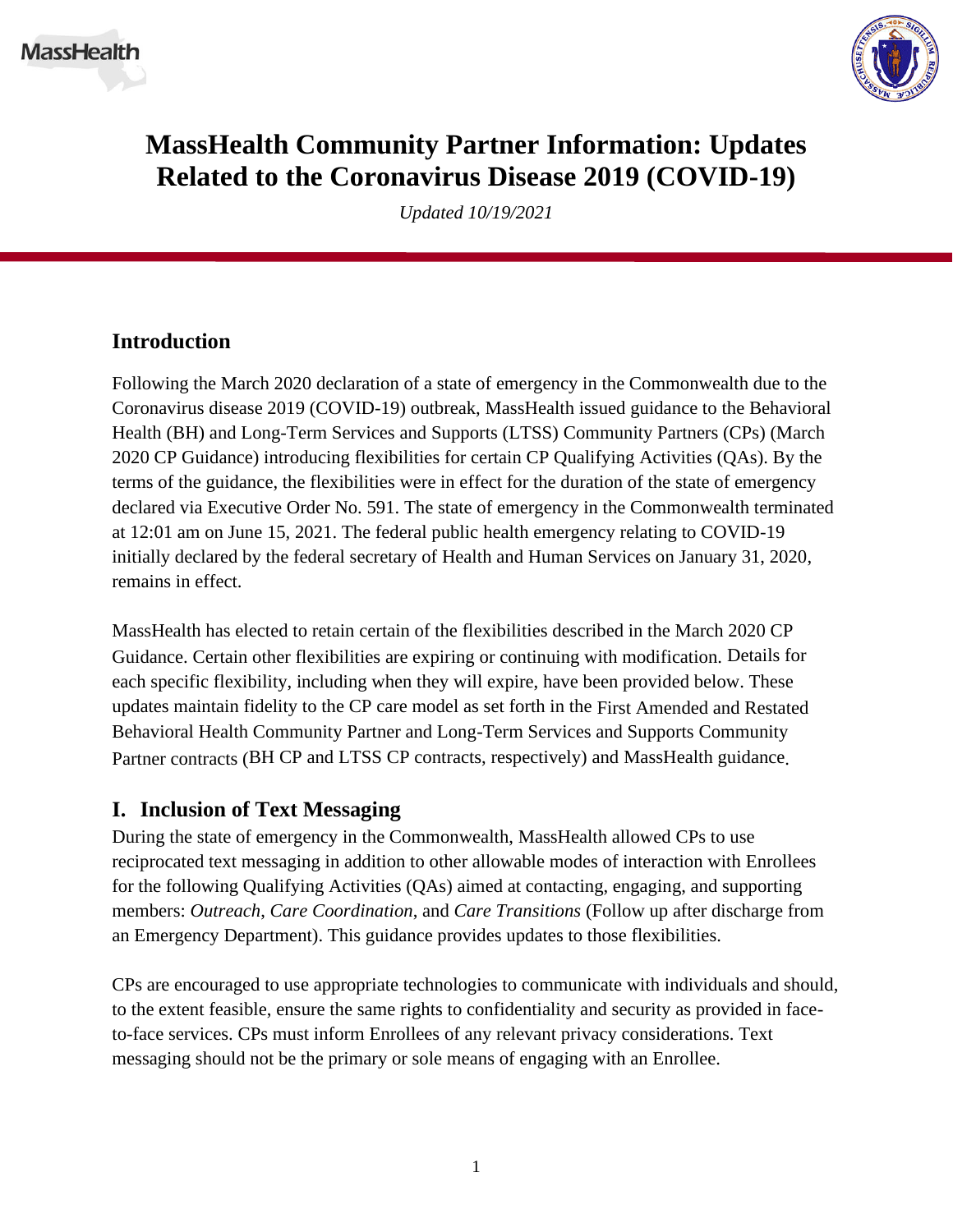# MassHealth Community Partner Information: Updates Related to the Coronavirus Disease 2019 (COVID-19)

*Updated 10/19/2021*

## Introduction

Following the March 2020 declaration of a state of emergency in the Commonwealth due to the Coronavirus disease 2019 (COVID-19) outbreak, MassHealth issued guidance to the Behavioral Health (BH) and Long-Term Services and Supports (LTSS) Community Partners (CPs) (March 2020 CP Guidance) introducing flexibilities for certain CP Qualifying Activities (QAs). By the terms of the guidance, the flexibilities were in effect for the duration of the state of emergency declared via Executive Order No. 591. The state of emergency in the Commonwealth terminated at 12:01 am on June 15, 2021. The federal public health emergency relating to COVID-19 initially declared by the federal secretary of Health and Human Services on January 31, 2020, remains in effect.

MassHealth has elected to retain certain of the flexibilities described in the March 2020 CP Guidance. Certain other flexibilities are expiring or continuing with modification. Details for each specific flexibility, including when they will expire, have been provided below. These updates maintain fidelity to the CP care model as set forth in the First Amended and Restated Behavioral Health Community Partner and Long-Term Services and Supports Community Partner contracts (BH CP and LTSS CP contracts, respectively) and MassHealth guidance.

## I. Inclusion of Text Messaging

During the state of emergency in the Commonwealth, MassHealth allowed CPs to use reciprocated text messaging in addition to other allowable modes of interaction with Enrollees for the following Qualifying Activities (QAs) aimed at contacting, engaging, and supporting members: *Outreach*, *Care Coordination*, and *Care Transitions* (Follow up after discharge from an Emergency Department). This guidance provides updates to those flexibilities.

CPs are encouraged to use appropriate technologies to communicate with individuals and should, to the extent feasible, ensure the same rights to confidentiality and security as provided in face-to-face services. CPs must inform Enrollees of any relevant privacy considerations. Text messaging should not be the primary or sole means of engaging with an Enrollee.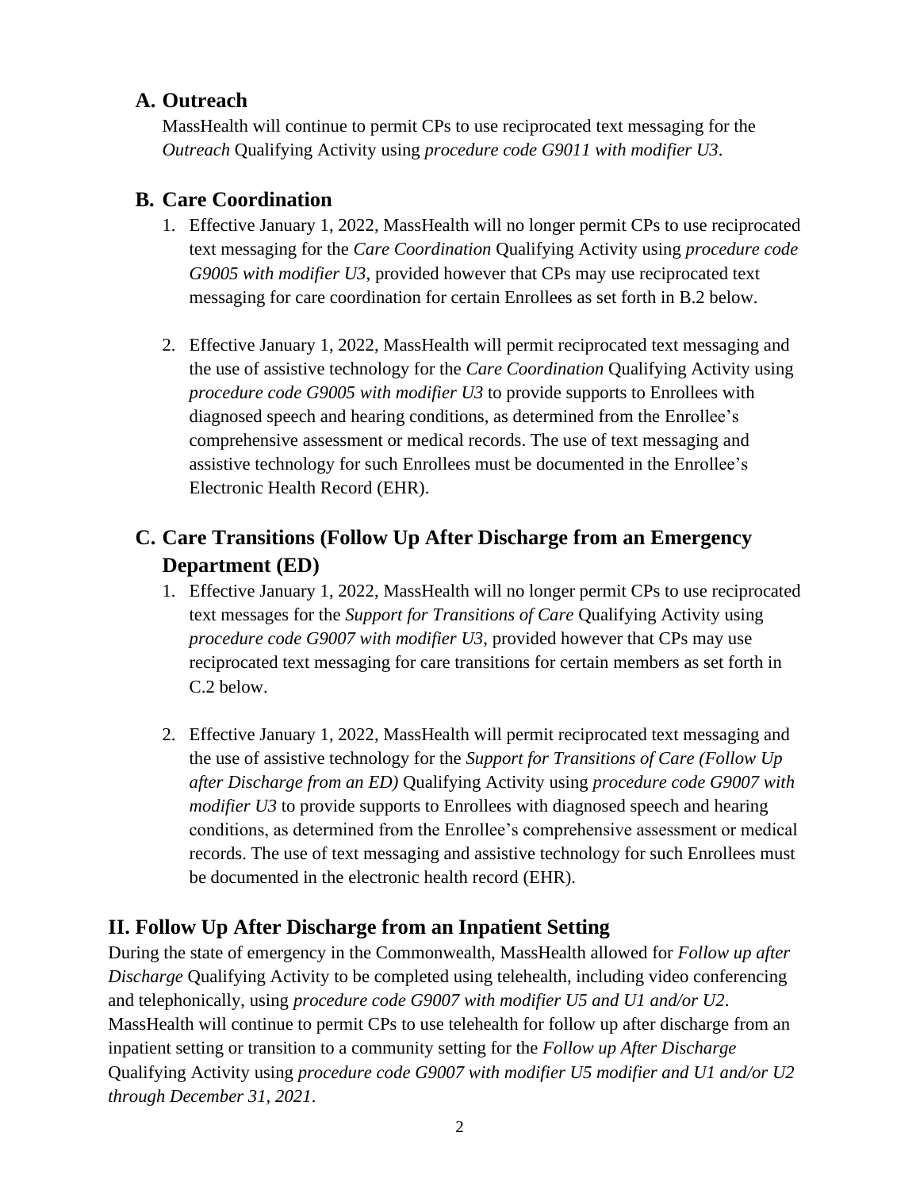## A. Outreach

MassHealth will continue to permit CPs to use reciprocated text messaging for the *Outreach* Qualifying Activity using *procedure code G9011 with modifier U3*.

## B. Care Coordination

1. Effective January 1, 2022, MassHealth will no longer permit CPs to use reciprocated text messaging for the *Care Coordination* Qualifying Activity using *procedure code G9005 with modifier U3*, provided however that CPs may use reciprocated text messaging for care coordination for certain Enrollees as set forth in B.2 below.

2. Effective January 1, 2022, MassHealth will permit reciprocated text messaging and the use of assistive technology for the *Care Coordination* Qualifying Activity using *procedure code G9005 with modifier U3* to provide supports to Enrollees with diagnosed speech and hearing conditions, as determined from the Enrollee's comprehensive assessment or medical records. The use of text messaging and assistive technology for such Enrollees must be documented in the Enrollee's Electronic Health Record (EHR).

## C. Care Transitions (Follow Up After Discharge from an Emergency Department (ED)

1. Effective January 1, 2022, MassHealth will no longer permit CPs to use reciprocated text messages for the *Support for Transitions of Care* Qualifying Activity using *procedure code G9007 with modifier U3*, provided however that CPs may use reciprocated text messaging for care transitions for certain members as set forth in C.2 below.

2. Effective January 1, 2022, MassHealth will permit reciprocated text messaging and the use of assistive technology for the *Support for Transitions of Care (Follow Up after Discharge from an ED)* Qualifying Activity using *procedure code G9007 with modifier U3* to provide supports to Enrollees with diagnosed speech and hearing conditions, as determined from the Enrollee's comprehensive assessment or medical records. The use of text messaging and assistive technology for such Enrollees must be documented in the electronic health record (EHR).

# II. Follow Up After Discharge from an Inpatient Setting

During the state of emergency in the Commonwealth, MassHealth allowed for *Follow up after Discharge* Qualifying Activity to be completed using telehealth, including video conferencing and telephonically, using *procedure code G9007 with modifier U5 and U1 and/or U2*. MassHealth will continue to permit CPs to use telehealth for follow up after discharge from an inpatient setting or transition to a community setting for the *Follow up After Discharge* Qualifying Activity using *procedure code G9007 with modifier U5 modifier and U1 and/or U2 through December 31, 2021*.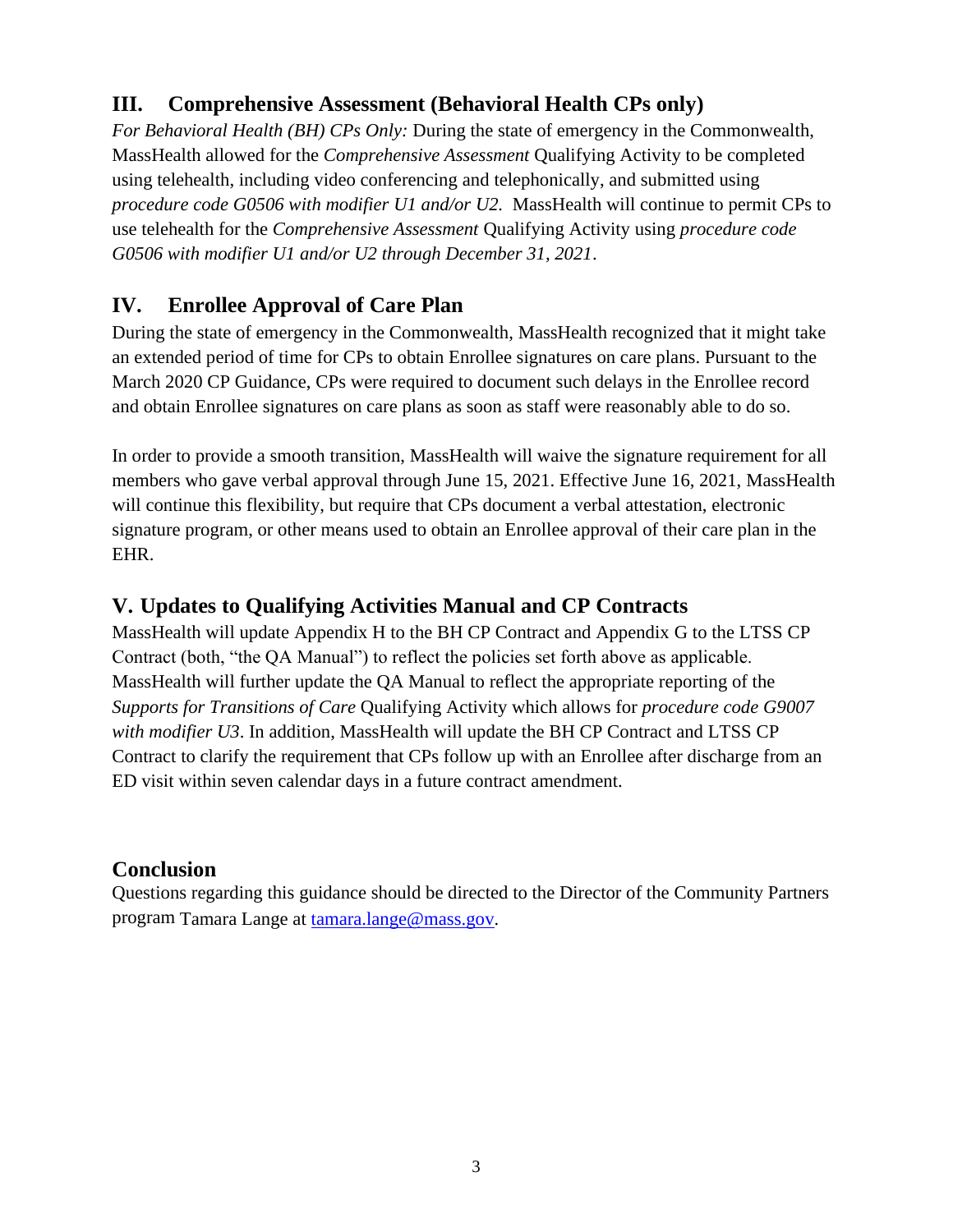## III. Comprehensive Assessment (Behavioral Health CPs only)

*For Behavioral Health (BH) CPs Only:* During the state of emergency in the Commonwealth, MassHealth allowed for the *Comprehensive Assessment* Qualifying Activity to be completed using telehealth, including video conferencing and telephonically, and submitted using *procedure code G0506 with modifier U1 and/or U2.* MassHealth will continue to permit CPs to use telehealth for the *Comprehensive Assessment* Qualifying Activity using *procedure code G0506 with modifier U1 and/or U2 through December 31, 2021*.

## IV. Enrollee Approval of Care Plan

During the state of emergency in the Commonwealth, MassHealth recognized that it might take an extended period of time for CPs to obtain Enrollee signatures on care plans. Pursuant to the March 2020 CP Guidance, CPs were required to document such delays in the Enrollee record and obtain Enrollee signatures on care plans as soon as staff were reasonably able to do so.

In order to provide a smooth transition, MassHealth will waive the signature requirement for all members who gave verbal approval through June 15, 2021. Effective June 16, 2021, MassHealth will continue this flexibility, but require that CPs document a verbal attestation, electronic signature program, or other means used to obtain an Enrollee approval of their care plan in the EHR.

## V. Updates to Qualifying Activities Manual and CP Contracts

MassHealth will update Appendix H to the BH CP Contract and Appendix G to the LTSS CP Contract (both, "the QA Manual") to reflect the policies set forth above as applicable. MassHealth will further update the QA Manual to reflect the appropriate reporting of the *Supports for Transitions of Care* Qualifying Activity which allows for *procedure code G9007 with modifier U3*. In addition, MassHealth will update the BH CP Contract and LTSS CP Contract to clarify the requirement that CPs follow up with an Enrollee after discharge from an ED visit within seven calendar days in a future contract amendment.

## Conclusion

Questions regarding this guidance should be directed to the Director of the Community Partners program Tamara Lange at tamara.lange@mass.gov.